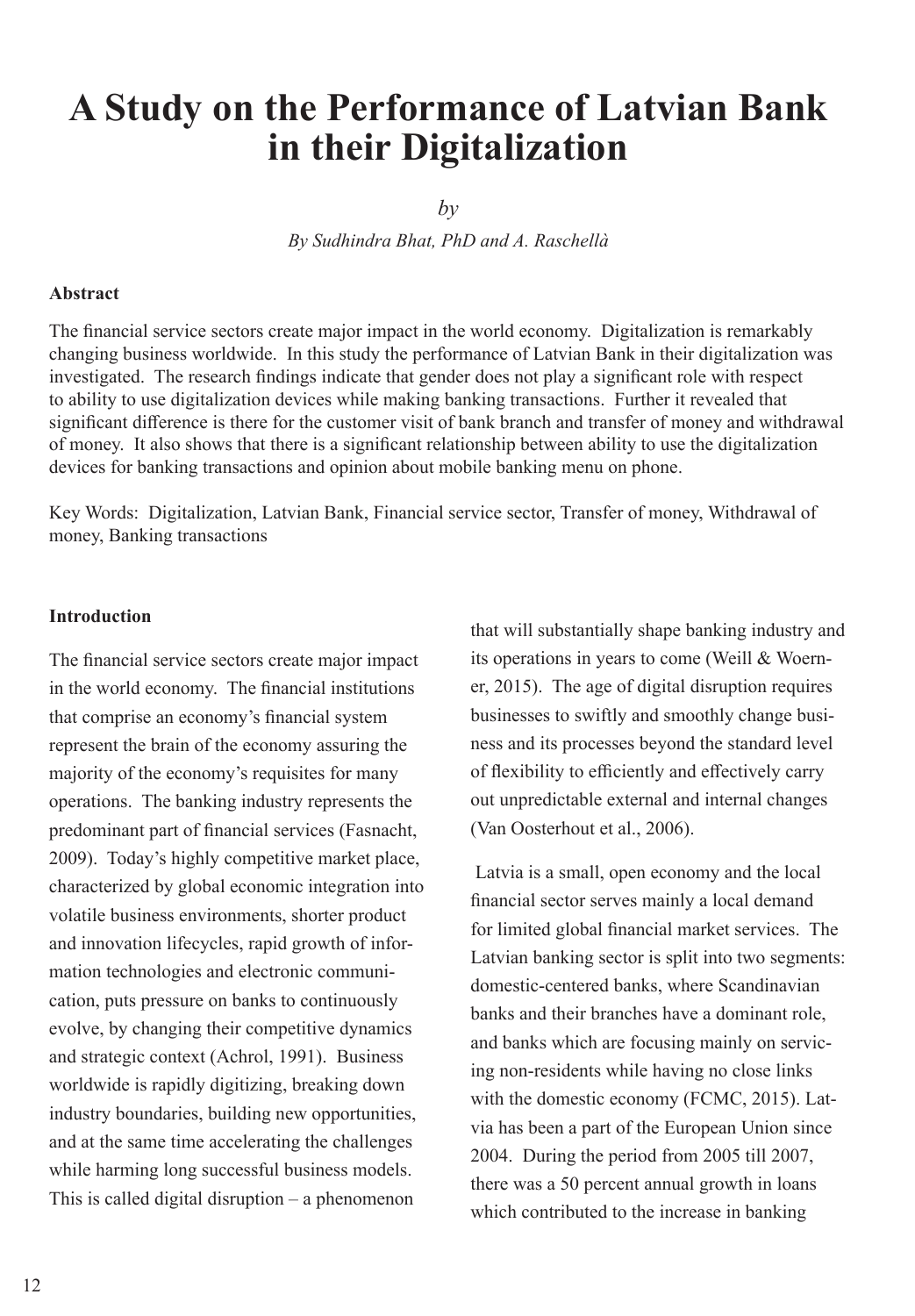# A Study on the Performance of Latvian Bank in their Digitalization

*by*

*By Sudhindra Bhat, PhD and A. Raschellà*

**Abstract**

The financial service sectors create major impact in the world economy. Digitalization is remarkably changing business worldwide. In this study the performance of Latvian Bank in their digitalization was investigated. The research findings indicate that gender does not play a significant role with respect to ability to use digitalization devices while making banking transactions. Further it revealed that significant difference is there for the customer visit of bank branch and transfer of money and withdrawal of money. It also shows that there is a significant relationship between ability to use the digitalization devices for banking transactions and opinion about mobile banking menu on phone.

Key Words: Digitalization, Latvian Bank, Financial service sector, Transfer of money, Withdrawal of money, Banking transactions

**Introduction**

The financial service sectors create major impact in the world economy. The financial institutions that comprise an economy's financial system represent the brain of the economy assuring the majority of the economy's requisites for many operations. The banking industry represents the predominant part of financial services (Fasnacht, 2009). Today's highly competitive market place, characterized by global economic integration into volatile business environments, shorter product and innovation lifecycles, rapid growth of information technologies and electronic communication, puts pressure on banks to continuously evolve, by changing their competitive dynamics and strategic context (Achrol, 1991). Business worldwide is rapidly digitizing, breaking down industry boundaries, building new opportunities, and at the same time accelerating the challenges while harming long successful business models. This is called digital disruption – a phenomenon that will substantially shape banking industry and its operations in years to come (Weill & Woerner, 2015). The age of digital disruption requires businesses to swiftly and smoothly change business and its processes beyond the standard level of flexibility to efficiently and effectively carry out unpredictable external and internal changes (Van Oosterhout et al., 2006).

Latvia is a small, open economy and the local financial sector serves mainly a local demand for limited global financial market services. The Latvian banking sector is split into two segments: domestic-centered banks, where Scandinavian banks and their branches have a dominant role, and banks which are focusing mainly on servicing non-residents while having no close links with the domestic economy (FCMC, 2015). Latvia has been a part of the European Union since 2004. During the period from 2005 till 2007, there was a 50 percent annual growth in loans which contributed to the increase in banking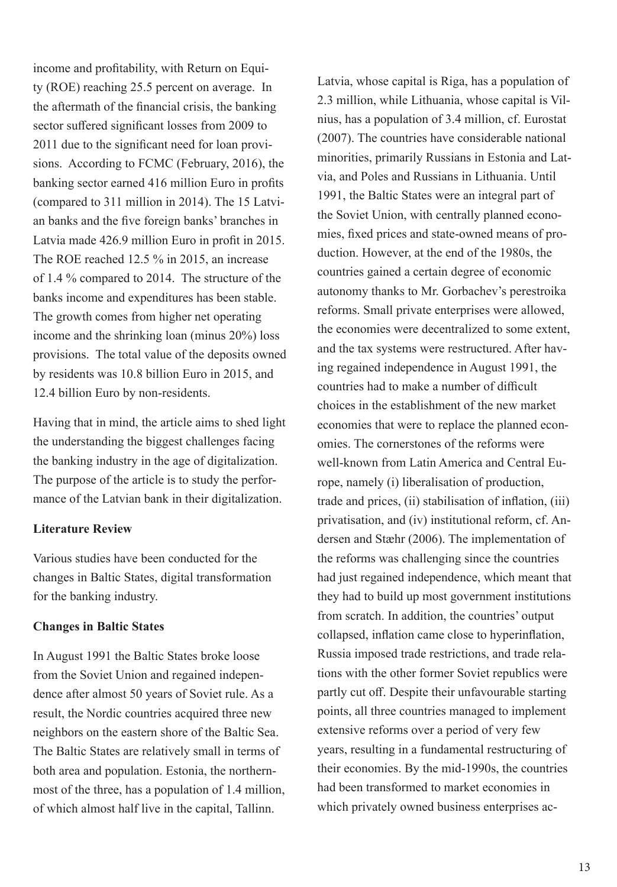income and profitability, with Return on Equity (ROE) reaching 25.5 percent on average. In the aftermath of the financial crisis, the banking sector suffered significant losses from 2009 to 2011 due to the significant need for loan provisions. According to FCMC (February, 2016), the banking sector earned 416 million Euro in profits (compared to 311 million in 2014). The 15 Latvian banks and the five foreign banks' branches in Latvia made 426.9 million Euro in profit in 2015. The ROE reached 12.5 % in 2015, an increase of 1.4 % compared to 2014. The structure of the banks income and expenditures has been stable. The growth comes from higher net operating income and the shrinking loan (minus 20%) loss provisions. The total value of the deposits owned by residents was 10.8 billion Euro in 2015, and 12.4 billion Euro by non-residents.

Having that in mind, the article aims to shed light the understanding the biggest challenges facing the banking industry in the age of digitalization. The purpose of the article is to study the performance of the Latvian bank in their digitalization.

**Literature Review**

Various studies have been conducted for the changes in Baltic States, digital transformation for the banking industry.

**Changes in Baltic States**

In August 1991 the Baltic States broke loose from the Soviet Union and regained independence after almost 50 years of Soviet rule. As a result, the Nordic countries acquired three new neighbors on the eastern shore of the Baltic Sea. The Baltic States are relatively small in terms of both area and population. Estonia, the northernmost of the three, has a population of 1.4 million, of which almost half live in the capital, Tallinn. Latvia, whose capital is Riga, has a population of 2.3 million, while Lithuania, whose capital is Vilnius, has a population of 3.4 million, cf. Eurostat (2007). The countries have considerable national minorities, primarily Russians in Estonia and Latvia, and Poles and Russians in Lithuania. Until 1991, the Baltic States were an integral part of the Soviet Union, with centrally planned economies, fixed prices and state-owned means of production. However, at the end of the 1980s, the countries gained a certain degree of economic autonomy thanks to Mr. Gorbachev's perestroika reforms. Small private enterprises were allowed, the economies were decentralized to some extent, and the tax systems were restructured. After having regained independence in August 1991, the countries had to make a number of difficult choices in the establishment of the new market economies that were to replace the planned economies. The cornerstones of the reforms were well-known from Latin America and Central Europe, namely (i) liberalisation of production, trade and prices, (ii) stabilisation of inflation, (iii) privatisation, and (iv) institutional reform, cf. Andersen and Stæhr (2006). The implementation of the reforms was challenging since the countries had just regained independence, which meant that they had to build up most government institutions from scratch. In addition, the countries' output collapsed, inflation came close to hyperinflation, Russia imposed trade restrictions, and trade relations with the other former Soviet republics were partly cut off. Despite their unfavourable starting points, all three countries managed to implement extensive reforms over a period of very few years, resulting in a fundamental restructuring of their economies. By the mid-1990s, the countries had been transformed to market economies in which privately owned business enterprises ac-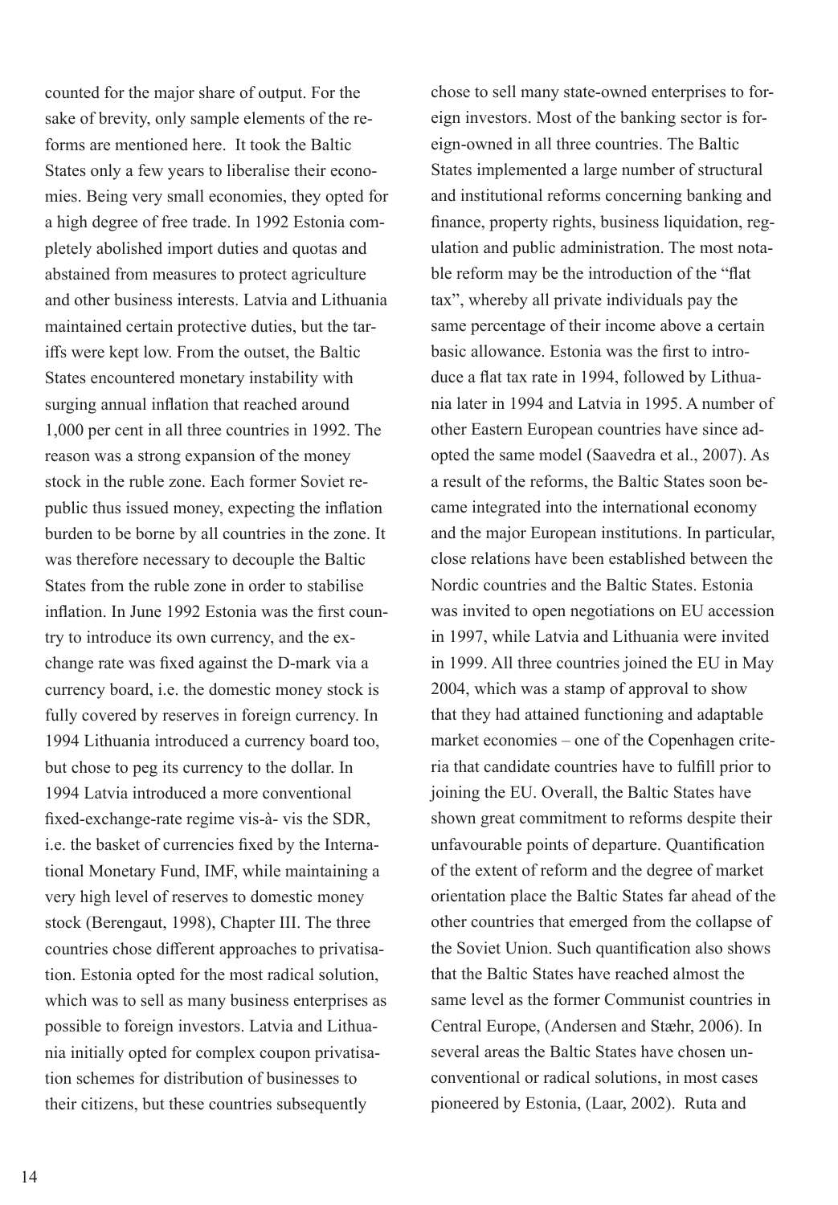counted for the major share of output. For the sake of brevity, only sample elements of the reforms are mentioned here. It took the Baltic States only a few years to liberalise their economies. Being very small economies, they opted for a high degree of free trade. In 1992 Estonia completely abolished import duties and quotas and abstained from measures to protect agriculture and other business interests. Latvia and Lithuania maintained certain protective duties, but the tariffs were kept low. From the outset, the Baltic States encountered monetary instability with surging annual inflation that reached around 1,000 per cent in all three countries in 1992. The reason was a strong expansion of the money stock in the ruble zone. Each former Soviet republic thus issued money, expecting the inflation burden to be borne by all countries in the zone. It was therefore necessary to decouple the Baltic States from the ruble zone in order to stabilise inflation. In June 1992 Estonia was the first country to introduce its own currency, and the exchange rate was fixed against the D-mark via a currency board, i.e. the domestic money stock is fully covered by reserves in foreign currency. In 1994 Lithuania introduced a currency board too, but chose to peg its currency to the dollar. In 1994 Latvia introduced a more conventional fixed-exchange-rate regime vis-à- vis the SDR, i.e. the basket of currencies fixed by the International Monetary Fund, IMF, while maintaining a very high level of reserves to domestic money stock (Berengaut, 1998), Chapter III. The three countries chose different approaches to privatisation. Estonia opted for the most radical solution, which was to sell as many business enterprises as possible to foreign investors. Latvia and Lithuania initially opted for complex coupon privatisation schemes for distribution of businesses to their citizens, but these countries subsequently chose to sell many state-owned enterprises to foreign investors. Most of the banking sector is foreign-owned in all three countries. The Baltic States implemented a large number of structural and institutional reforms concerning banking and finance, property rights, business liquidation, regulation and public administration. The most notable reform may be the introduction of the "flat tax", whereby all private individuals pay the same percentage of their income above a certain basic allowance. Estonia was the first to introduce a flat tax rate in 1994, followed by Lithuania later in 1994 and Latvia in 1995. A number of other Eastern European countries have since adopted the same model (Saavedra et al., 2007). As a result of the reforms, the Baltic States soon became integrated into the international economy and the major European institutions. In particular, close relations have been established between the Nordic countries and the Baltic States. Estonia was invited to open negotiations on EU accession in 1997, while Latvia and Lithuania were invited in 1999. All three countries joined the EU in May 2004, which was a stamp of approval to show that they had attained functioning and adaptable market economies – one of the Copenhagen criteria that candidate countries have to fulfill prior to joining the EU. Overall, the Baltic States have shown great commitment to reforms despite their unfavourable points of departure. Quantification of the extent of reform and the degree of market orientation place the Baltic States far ahead of the other countries that emerged from the collapse of the Soviet Union. Such quantification also shows that the Baltic States have reached almost the same level as the former Communist countries in Central Europe, (Andersen and Stæhr, 2006). In several areas the Baltic States have chosen unconventional or radical solutions, in most cases pioneered by Estonia, (Laar, 2002). Ruta and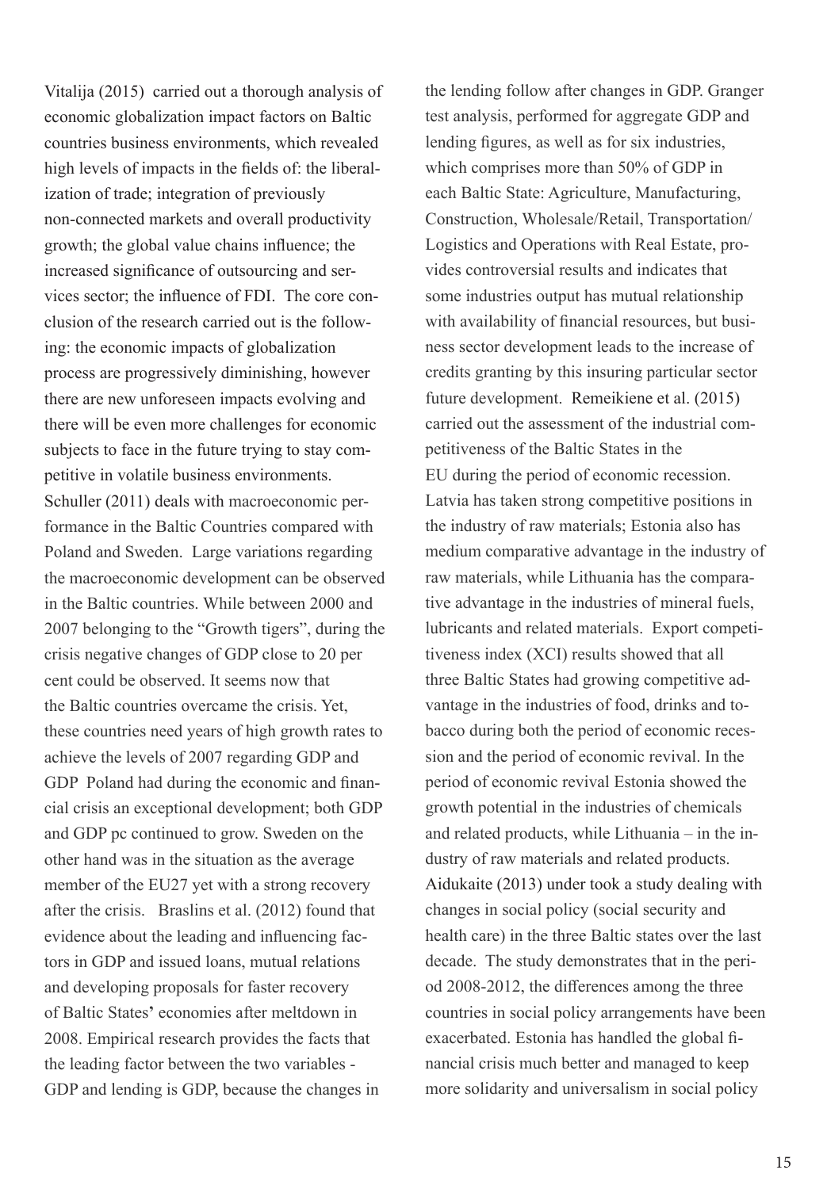Vitalija (2015) carried out a thorough analysis of economic globalization impact factors on Baltic countries business environments, which revealed high levels of impacts in the fields of: the liberalization of trade; integration of previously non-connected markets and overall productivity growth; the global value chains influence; the increased significance of outsourcing and services sector; the influence of FDI. The core conclusion of the research carried out is the following: the economic impacts of globalization process are progressively diminishing, however there are new unforeseen impacts evolving and there will be even more challenges for economic subjects to face in the future trying to stay competitive in volatile business environments. Schuller (2011) deals with macroeconomic performance in the Baltic Countries compared with Poland and Sweden. Large variations regarding the macroeconomic development can be observed in the Baltic countries. While between 2000 and 2007 belonging to the "Growth tigers", during the crisis negative changes of GDP close to 20 per cent could be observed. It seems now that the Baltic countries overcame the crisis. Yet, these countries need years of high growth rates to achieve the levels of 2007 regarding GDP and GDP Poland had during the economic and financial crisis an exceptional development; both GDP and GDP pc continued to grow. Sweden on the other hand was in the situation as the average member of the EU27 yet with a strong recovery after the crisis. Braslins et al. (2012) found that evidence about the leading and influencing factors in GDP and issued loans, mutual relations and developing proposals for faster recovery of Baltic States' economies after meltdown in 2008. Empirical research provides the facts that the leading factor between the two variables - GDP and lending is GDP, because the changes in the lending follow after changes in GDP. Granger test analysis, performed for aggregate GDP and lending figures, as well as for six industries, which comprises more than 50% of GDP in each Baltic State: Agriculture, Manufacturing, Construction, Wholesale/Retail, Transportation/Logistics and Operations with Real Estate, provides controversial results and indicates that some industries output has mutual relationship with availability of financial resources, but business sector development leads to the increase of credits granting by this insuring particular sector future development. Remeikiene et al. (2015) carried out the assessment of the industrial competitiveness of the Baltic States in the EU during the period of economic recession. Latvia has taken strong competitive positions in the industry of raw materials; Estonia also has medium comparative advantage in the industry of raw materials, while Lithuania has the comparative advantage in the industries of mineral fuels, lubricants and related materials. Export competitiveness index (XCI) results showed that all three Baltic States had growing competitive advantage in the industries of food, drinks and tobacco during both the period of economic recession and the period of economic revival. In the period of economic revival Estonia showed the growth potential in the industries of chemicals and related products, while Lithuania – in the industry of raw materials and related products. Aidukaite (2013) under took a study dealing with changes in social policy (social security and health care) in the three Baltic states over the last decade. The study demonstrates that in the period 2008-2012, the differences among the three countries in social policy arrangements have been exacerbated. Estonia has handled the global financial crisis much better and managed to keep more solidarity and universalism in social policy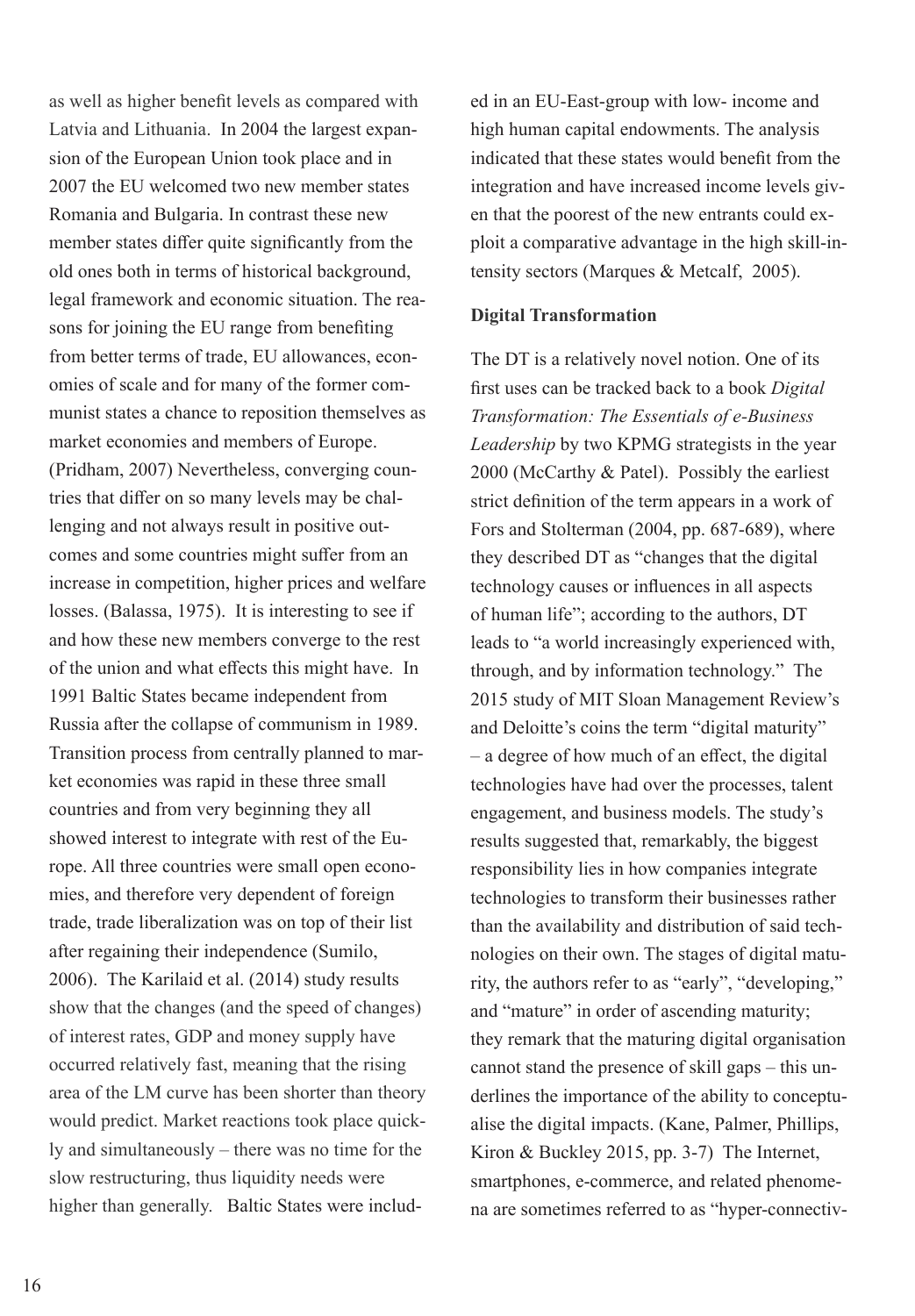as well as higher benefit levels as compared with Latvia and Lithuania. In 2004 the largest expansion of the European Union took place and in 2007 the EU welcomed two new member states Romania and Bulgaria. In contrast these new member states differ quite significantly from the old ones both in terms of historical background, legal framework and economic situation. The reasons for joining the EU range from benefiting from better terms of trade, EU allowances, economies of scale and for many of the former communist states a chance to reposition themselves as market economies and members of Europe. (Pridham, 2007) Nevertheless, converging countries that differ on so many levels may be challenging and not always result in positive outcomes and some countries might suffer from an increase in competition, higher prices and welfare losses. (Balassa, 1975). It is interesting to see if and how these new members converge to the rest of the union and what effects this might have. In 1991 Baltic States became independent from Russia after the collapse of communism in 1989. Transition process from centrally planned to market economies was rapid in these three small countries and from very beginning they all showed interest to integrate with rest of the Europe. All three countries were small open economies, and therefore very dependent of foreign trade, trade liberalization was on top of their list after regaining their independence (Sumilo, 2006). The Karilaid et al. (2014) study results show that the changes (and the speed of changes) of interest rates, GDP and money supply have occurred relatively fast, meaning that the rising area of the LM curve has been shorter than theory would predict. Market reactions took place quickly and simultaneously – there was no time for the slow restructuring, thus liquidity needs were higher than generally. Baltic States were included in an EU-East-group with low- income and high human capital endowments. The analysis indicated that these states would benefit from the integration and have increased income levels given that the poorest of the new entrants could exploit a comparative advantage in the high skill-intensity sectors (Marques & Metcalf, 2005).

**Digital Transformation**

The DT is a relatively novel notion. One of its first uses can be tracked back to a book *Digital Transformation: The Essentials of e-Business Leadership* by two KPMG strategists in the year 2000 (McCarthy & Patel). Possibly the earliest strict definition of the term appears in a work of Fors and Stolterman (2004, pp. 687-689), where they described DT as "changes that the digital technology causes or influences in all aspects of human life"; according to the authors, DT leads to "a world increasingly experienced with, through, and by information technology." The 2015 study of MIT Sloan Management Review's and Deloitte's coins the term "digital maturity" – a degree of how much of an effect, the digital technologies have had over the processes, talent engagement, and business models. The study's results suggested that, remarkably, the biggest responsibility lies in how companies integrate technologies to transform their businesses rather than the availability and distribution of said technologies on their own. The stages of digital maturity, the authors refer to as "early", "developing," and "mature" in order of ascending maturity; they remark that the maturing digital organisation cannot stand the presence of skill gaps – this underlines the importance of the ability to conceptualise the digital impacts. (Kane, Palmer, Phillips, Kiron & Buckley 2015, pp. 3-7) The Internet, smartphones, e-commerce, and related phenomena are sometimes referred to as "hyper-connectiv-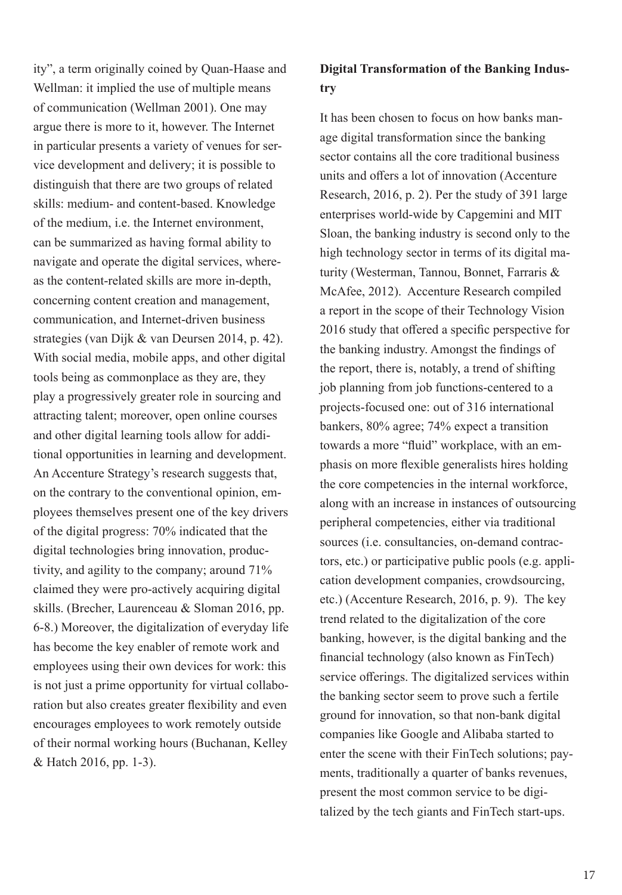ity", a term originally coined by Quan-Haase and Wellman: it implied the use of multiple means of communication (Wellman 2001). One may argue there is more to it, however. The Internet in particular presents a variety of venues for service development and delivery; it is possible to distinguish that there are two groups of related skills: medium- and content-based. Knowledge of the medium, i.e. the Internet environment, can be summarized as having formal ability to navigate and operate the digital services, whereas the content-related skills are more in-depth, concerning content creation and management, communication, and Internet-driven business strategies (van Dijk & van Deursen 2014, p. 42). With social media, mobile apps, and other digital tools being as commonplace as they are, they play a progressively greater role in sourcing and attracting talent; moreover, open online courses and other digital learning tools allow for additional opportunities in learning and development. An Accenture Strategy's research suggests that, on the contrary to the conventional opinion, employees themselves present one of the key drivers of the digital progress: 70% indicated that the digital technologies bring innovation, productivity, and agility to the company; around 71% claimed they were pro-actively acquiring digital skills. (Brecher, Laurenceau & Sloman 2016, pp. 6-8.) Moreover, the digitalization of everyday life has become the key enabler of remote work and employees using their own devices for work: this is not just a prime opportunity for virtual collaboration but also creates greater flexibility and even encourages employees to work remotely outside of their normal working hours (Buchanan, Kelley & Hatch 2016, pp. 1-3).

**Digital Transformation of the Banking Industry**

It has been chosen to focus on how banks manage digital transformation since the banking sector contains all the core traditional business units and offers a lot of innovation (Accenture Research, 2016, p. 2). Per the study of 391 large enterprises world-wide by Capgemini and MIT Sloan, the banking industry is second only to the high technology sector in terms of its digital maturity (Westerman, Tannou, Bonnet, Farraris & McAfee, 2012). Accenture Research compiled a report in the scope of their Technology Vision 2016 study that offered a specific perspective for the banking industry. Amongst the findings of the report, there is, notably, a trend of shifting job planning from job functions-centered to a projects-focused one: out of 316 international bankers, 80% agree; 74% expect a transition towards a more "fluid" workplace, with an emphasis on more flexible generalists hires holding the core competencies in the internal workforce, along with an increase in instances of outsourcing peripheral competencies, either via traditional sources (i.e. consultancies, on-demand contractors, etc.) or participative public pools (e.g. application development companies, crowdsourcing, etc.) (Accenture Research, 2016, p. 9). The key trend related to the digitalization of the core banking, however, is the digital banking and the financial technology (also known as FinTech) service offerings. The digitalized services within the banking sector seem to prove such a fertile ground for innovation, so that non-bank digital companies like Google and Alibaba started to enter the scene with their FinTech solutions; payments, traditionally a quarter of banks revenues, present the most common service to be digitalized by the tech giants and FinTech start-ups.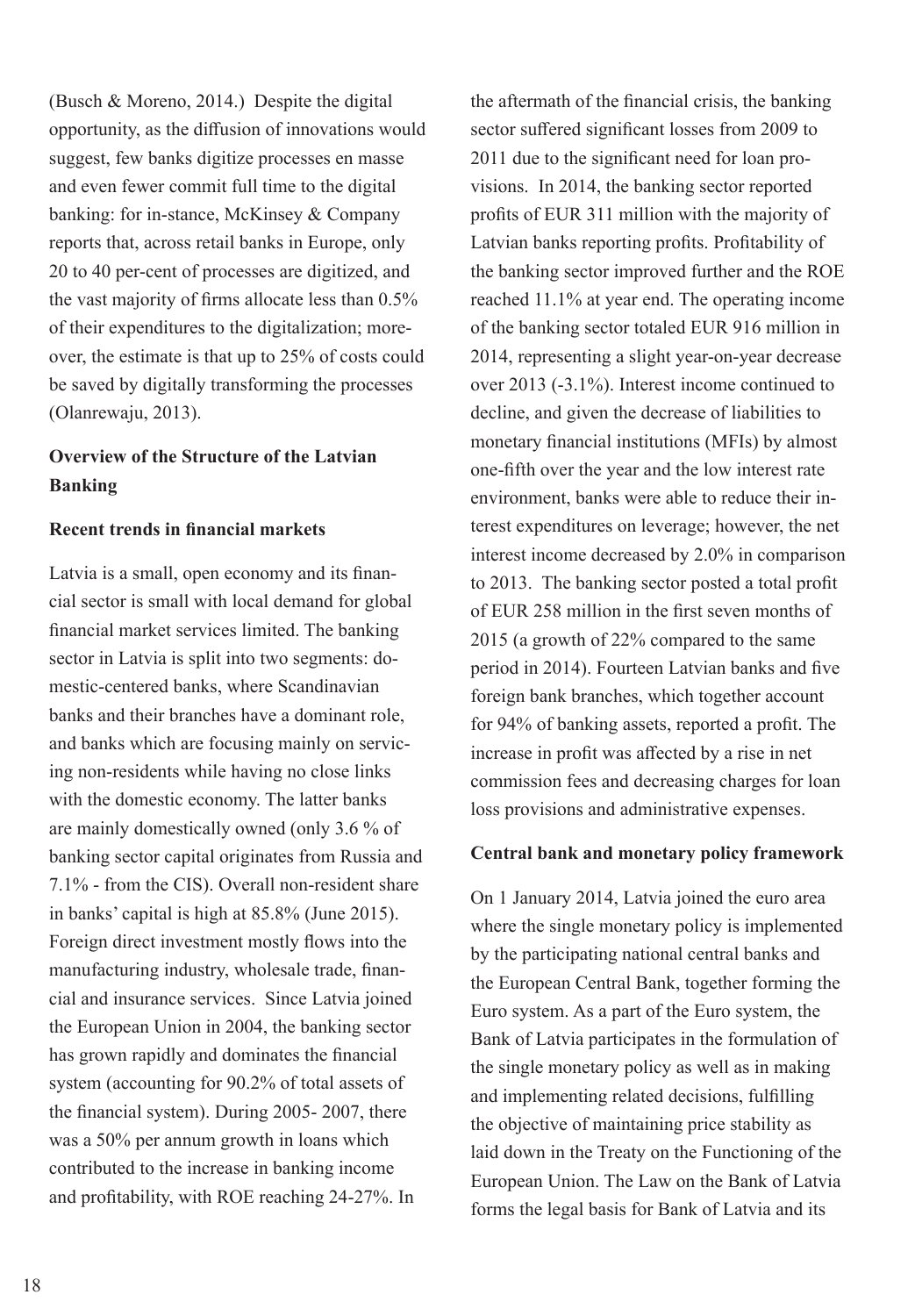(Busch & Moreno, 2014.) Despite the digital opportunity, as the diffusion of innovations would suggest, few banks digitize processes en masse and even fewer commit full time to the digital banking: for in-stance, McKinsey & Company reports that, across retail banks in Europe, only 20 to 40 per-cent of processes are digitized, and the vast majority of firms allocate less than 0.5% of their expenditures to the digitalization; moreover, the estimate is that up to 25% of costs could be saved by digitally transforming the processes (Olanrewaju, 2013).

## Overview of the Structure of the Latvian Banking

### Recent trends in financial markets

Latvia is a small, open economy and its financial sector is small with local demand for global financial market services limited. The banking sector in Latvia is split into two segments: domestic-centered banks, where Scandinavian banks and their branches have a dominant role, and banks which are focusing mainly on servicing non-residents while having no close links with the domestic economy. The latter banks are mainly domestically owned (only 3.6 % of banking sector capital originates from Russia and 7.1% - from the CIS). Overall non-resident share in banks' capital is high at 85.8% (June 2015). Foreign direct investment mostly flows into the manufacturing industry, wholesale trade, financial and insurance services. Since Latvia joined the European Union in 2004, the banking sector has grown rapidly and dominates the financial system (accounting for 90.2% of total assets of the financial system). During 2005- 2007, there was a 50% per annum growth in loans which contributed to the increase in banking income and profitability, with ROE reaching 24-27%. In the aftermath of the financial crisis, the banking sector suffered significant losses from 2009 to 2011 due to the significant need for loan provisions. In 2014, the banking sector reported profits of EUR 311 million with the majority of Latvian banks reporting profits. Profitability of the banking sector improved further and the ROE reached 11.1% at year end. The operating income of the banking sector totaled EUR 916 million in 2014, representing a slight year-on-year decrease over 2013 (-3.1%). Interest income continued to decline, and given the decrease of liabilities to monetary financial institutions (MFIs) by almost one-fifth over the year and the low interest rate environment, banks were able to reduce their interest expenditures on leverage; however, the net interest income decreased by 2.0% in comparison to 2013. The banking sector posted a total profit of EUR 258 million in the first seven months of 2015 (a growth of 22% compared to the same period in 2014). Fourteen Latvian banks and five foreign bank branches, which together account for 94% of banking assets, reported a profit. The increase in profit was affected by a rise in net commission fees and decreasing charges for loan loss provisions and administrative expenses.

### Central bank and monetary policy framework

On 1 January 2014, Latvia joined the euro area where the single monetary policy is implemented by the participating national central banks and the European Central Bank, together forming the Euro system. As a part of the Euro system, the Bank of Latvia participates in the formulation of the single monetary policy as well as in making and implementing related decisions, fulfilling the objective of maintaining price stability as laid down in the Treaty on the Functioning of the European Union. The Law on the Bank of Latvia forms the legal basis for Bank of Latvia and its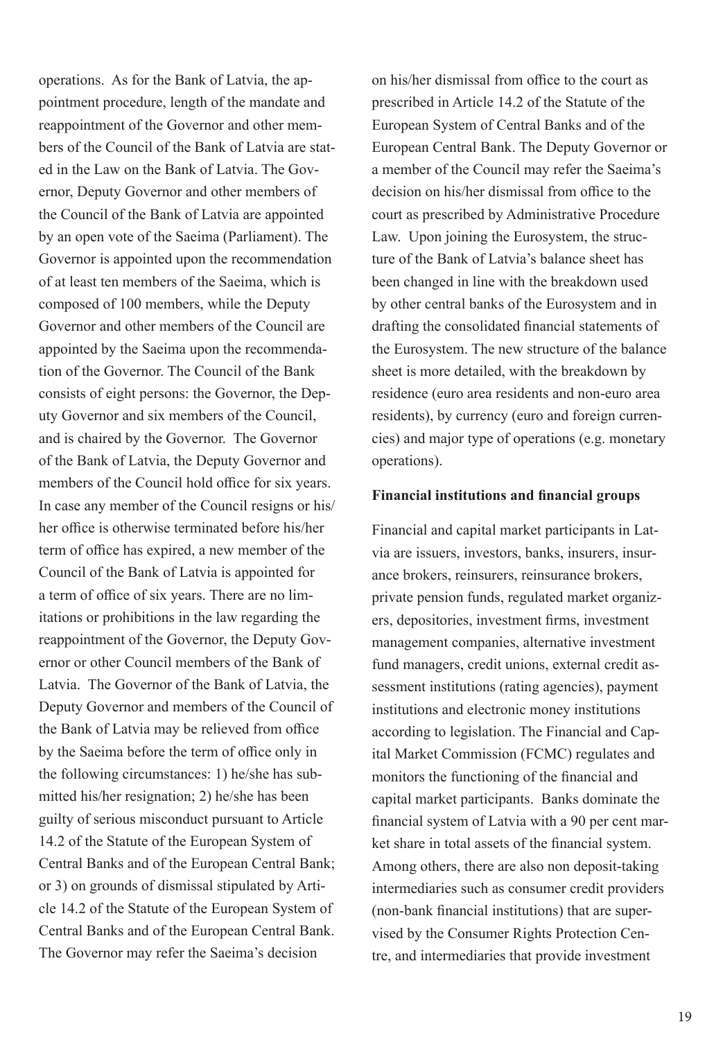operations. As for the Bank of Latvia, the appointment procedure, length of the mandate and reappointment of the Governor and other members of the Council of the Bank of Latvia are stated in the Law on the Bank of Latvia. The Governor, Deputy Governor and other members of the Council of the Bank of Latvia are appointed by an open vote of the Saeima (Parliament). The Governor is appointed upon the recommendation of at least ten members of the Saeima, which is composed of 100 members, while the Deputy Governor and other members of the Council are appointed by the Saeima upon the recommendation of the Governor. The Council of the Bank consists of eight persons: the Governor, the Deputy Governor and six members of the Council, and is chaired by the Governor. The Governor of the Bank of Latvia, the Deputy Governor and members of the Council hold office for six years. In case any member of the Council resigns or his/her office is otherwise terminated before his/her term of office has expired, a new member of the Council of the Bank of Latvia is appointed for a term of office of six years. There are no limitations or prohibitions in the law regarding the reappointment of the Governor, the Deputy Governor or other Council members of the Bank of Latvia. The Governor of the Bank of Latvia, the Deputy Governor and members of the Council of the Bank of Latvia may be relieved from office by the Saeima before the term of office only in the following circumstances: 1) he/she has submitted his/her resignation; 2) he/she has been guilty of serious misconduct pursuant to Article 14.2 of the Statute of the European System of Central Banks and of the European Central Bank; or 3) on grounds of dismissal stipulated by Article 14.2 of the Statute of the European System of Central Banks and of the European Central Bank. The Governor may refer the Saeima's decision on his/her dismissal from office to the court as prescribed in Article 14.2 of the Statute of the European System of Central Banks and of the European Central Bank. The Deputy Governor or a member of the Council may refer the Saeima's decision on his/her dismissal from office to the court as prescribed by Administrative Procedure Law. Upon joining the Eurosystem, the structure of the Bank of Latvia's balance sheet has been changed in line with the breakdown used by other central banks of the Eurosystem and in drafting the consolidated financial statements of the Eurosystem. The new structure of the balance sheet is more detailed, with the breakdown by residence (euro area residents and non-euro area residents), by currency (euro and foreign currencies) and major type of operations (e.g. monetary operations).

**Financial institutions and financial groups**

Financial and capital market participants in Latvia are issuers, investors, banks, insurers, insurance brokers, reinsurers, reinsurance brokers, private pension funds, regulated market organizers, depositories, investment firms, investment management companies, alternative investment fund managers, credit unions, external credit assessment institutions (rating agencies), payment institutions and electronic money institutions according to legislation. The Financial and Capital Market Commission (FCMC) regulates and monitors the functioning of the financial and capital market participants. Banks dominate the financial system of Latvia with a 90 per cent market share in total assets of the financial system. Among others, there are also non deposit-taking intermediaries such as consumer credit providers (non-bank financial institutions) that are supervised by the Consumer Rights Protection Centre, and intermediaries that provide investment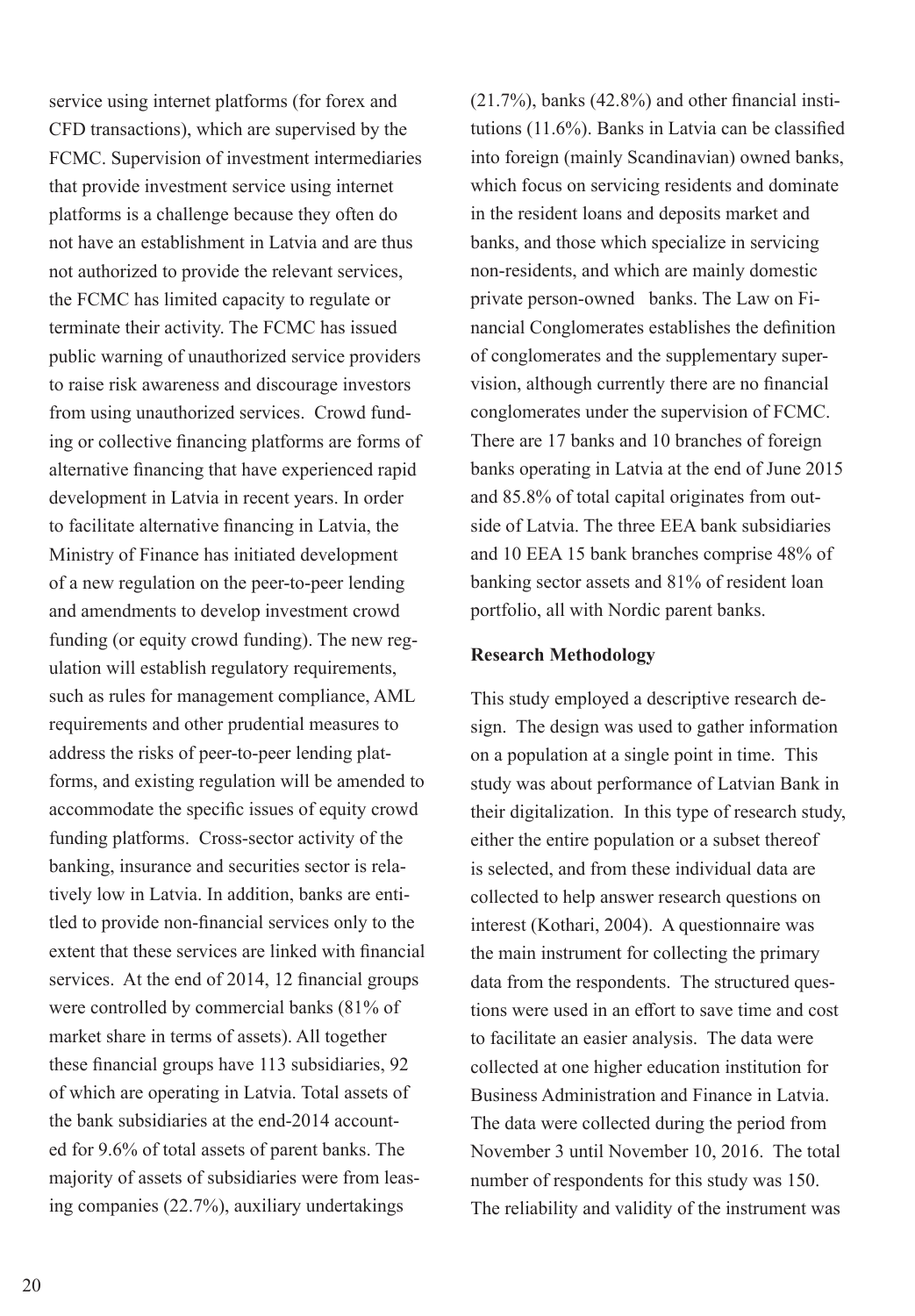service using internet platforms (for forex and CFD transactions), which are supervised by the FCMC. Supervision of investment intermediaries that provide investment service using internet platforms is a challenge because they often do not have an establishment in Latvia and are thus not authorized to provide the relevant services, the FCMC has limited capacity to regulate or terminate their activity. The FCMC has issued public warning of unauthorized service providers to raise risk awareness and discourage investors from using unauthorized services. Crowd funding or collective financing platforms are forms of alternative financing that have experienced rapid development in Latvia in recent years. In order to facilitate alternative financing in Latvia, the Ministry of Finance has initiated development of a new regulation on the peer-to-peer lending and amendments to develop investment crowd funding (or equity crowd funding). The new regulation will establish regulatory requirements, such as rules for management compliance, AML requirements and other prudential measures to address the risks of peer-to-peer lending platforms, and existing regulation will be amended to accommodate the specific issues of equity crowd funding platforms. Cross-sector activity of the banking, insurance and securities sector is relatively low in Latvia. In addition, banks are entitled to provide non-financial services only to the extent that these services are linked with financial services. At the end of 2014, 12 financial groups were controlled by commercial banks (81% of market share in terms of assets). All together these financial groups have 113 subsidiaries, 92 of which are operating in Latvia. Total assets of the bank subsidiaries at the end-2014 accounted for 9.6% of total assets of parent banks. The majority of assets of subsidiaries were from leasing companies (22.7%), auxiliary undertakings (21.7%), banks (42.8%) and other financial institutions (11.6%). Banks in Latvia can be classified into foreign (mainly Scandinavian) owned banks, which focus on servicing residents and dominate in the resident loans and deposits market and banks, and those which specialize in servicing non-residents, and which are mainly domestic private person-owned banks. The Law on Financial Conglomerates establishes the definition of conglomerates and the supplementary supervision, although currently there are no financial conglomerates under the supervision of FCMC. There are 17 banks and 10 branches of foreign banks operating in Latvia at the end of June 2015 and 85.8% of total capital originates from outside of Latvia. The three EEA bank subsidiaries and 10 EEA 15 bank branches comprise 48% of banking sector assets and 81% of resident loan portfolio, all with Nordic parent banks.

**Research Methodology**

This study employed a descriptive research design. The design was used to gather information on a population at a single point in time. This study was about performance of Latvian Bank in their digitalization. In this type of research study, either the entire population or a subset thereof is selected, and from these individual data are collected to help answer research questions on interest (Kothari, 2004). A questionnaire was the main instrument for collecting the primary data from the respondents. The structured questions were used in an effort to save time and cost to facilitate an easier analysis. The data were collected at one higher education institution for Business Administration and Finance in Latvia. The data were collected during the period from November 3 until November 10, 2016. The total number of respondents for this study was 150. The reliability and validity of the instrument was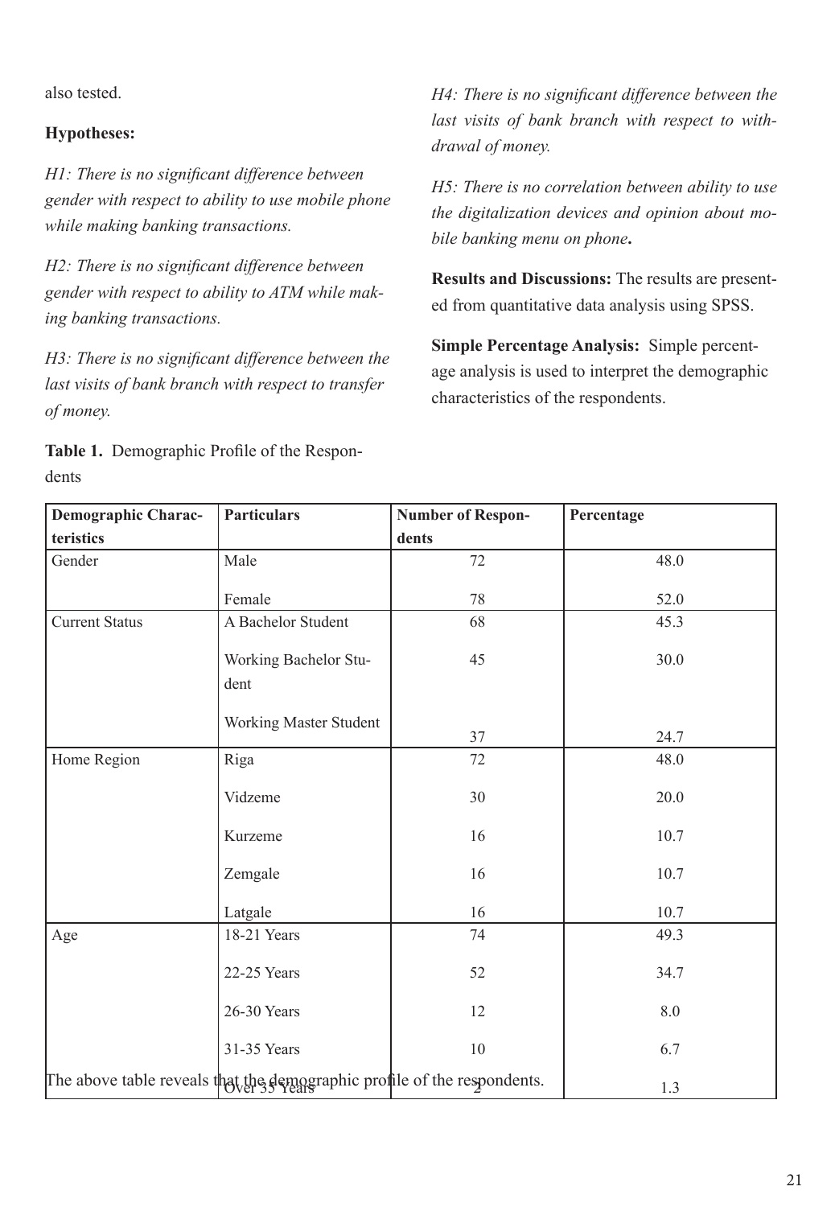also tested.

**Hypotheses:**

*H1: There is no significant difference between gender with respect to ability to use mobile phone while making banking transactions.*

*H2: There is no significant difference between gender with respect to ability to ATM while making banking transactions.*

*H3: There is no significant difference between the last visits of bank branch with respect to transfer of money.*

*H4: There is no significant difference between the last visits of bank branch with respect to withdrawal of money.*

*H5: There is no correlation between ability to use the digitalization devices and opinion about mobile banking menu on phone.*

**Results and Discussions:** The results are presented from quantitative data analysis using SPSS.

**Simple Percentage Analysis:** Simple percentage analysis is used to interpret the demographic characteristics of the respondents.

**Table 1.** Demographic Profile of the Respondents

| Demographic Characteristics | Particulars | Number of Respondents | Percentage |
|---|---|---|---|
| Gender | Male | 72 | 48.0 |
| | Female | 78 | 52.0 |
| Current Status | A Bachelor Student | 68 | 45.3 |
| | Working Bachelor Student | 45 | 30.0 |
| | Working Master Student | 37 | 24.7 |
| Home Region | Riga | 72 | 48.0 |
| | Vidzeme | 30 | 20.0 |
| | Kurzeme | 16 | 10.7 |
| | Zemgale | 16 | 10.7 |
| | Latgale | 16 | 10.7 |
| Age | 18-21 Years | 74 | 49.3 |
| | 22-25 Years | 52 | 34.7 |
| | 26-30 Years | 12 | 8.0 |
| | 31-35 Years | 10 | 6.7 |
| | Over 35 Years | 2 | 1.3 |

The above table reveals that the demographic profile of the respondents.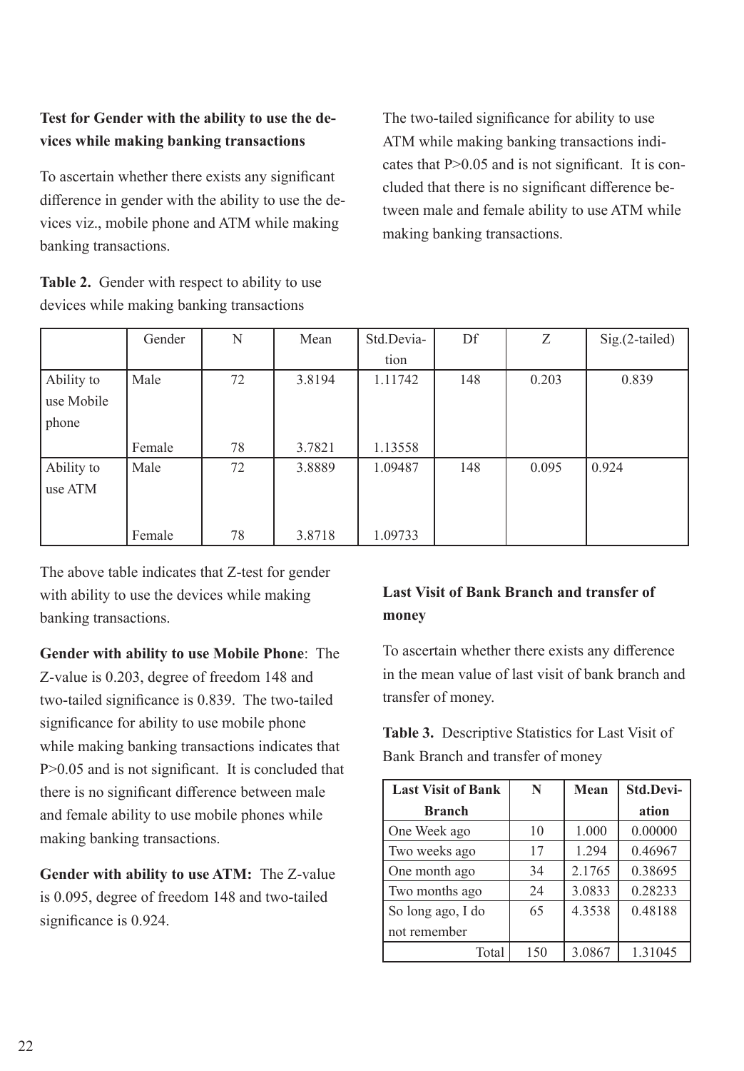**Test for Gender with the ability to use the devices while making banking transactions**

To ascertain whether there exists any significant difference in gender with the ability to use the devices viz., mobile phone and ATM while making banking transactions.

**Table 2.** Gender with respect to ability to use devices while making banking transactions

| | Gender | N | Mean | Std.Deviation | Df | Z | Sig.(2-tailed) |
|---|---|---|---|---|---|---|---|
| Ability to use Mobile phone | Male | 72 | 3.8194 | 1.11742 | 148 | 0.203 | 0.839 |
| | Female | 78 | 3.7821 | 1.13558 | | | |
| Ability to use ATM | Male | 72 | 3.8889 | 1.09487 | 148 | 0.095 | 0.924 |
| | Female | 78 | 3.8718 | 1.09733 | | | |

The above table indicates that Z-test for gender with ability to use the devices while making banking transactions.

**Gender with ability to use Mobile Phone**: The Z-value is 0.203, degree of freedom 148 and two-tailed significance is 0.839. The two-tailed significance for ability to use mobile phone while making banking transactions indicates that P>0.05 and is not significant. It is concluded that there is no significant difference between male and female ability to use mobile phones while making banking transactions.

**Gender with ability to use ATM:** The Z-value is 0.095, degree of freedom 148 and two-tailed significance is 0.924.

The two-tailed significance for ability to use ATM while making banking transactions indicates that P>0.05 and is not significant. It is concluded that there is no significant difference between male and female ability to use ATM while making banking transactions.

**Last Visit of Bank Branch and transfer of money**

To ascertain whether there exists any difference in the mean value of last visit of bank branch and transfer of money.

**Table 3.** Descriptive Statistics for Last Visit of Bank Branch and transfer of money

| Last Visit of Bank Branch | N | Mean | Std.Deviation |
|---|---|---|---|
| One Week ago | 10 | 1.000 | 0.00000 |
| Two weeks ago | 17 | 1.294 | 0.46967 |
| One month ago | 34 | 2.1765 | 0.38695 |
| Two months ago | 24 | 3.0833 | 0.28233 |
| So long ago, I do not remember | 65 | 4.3538 | 0.48188 |
| Total | 150 | 3.0867 | 1.31045 |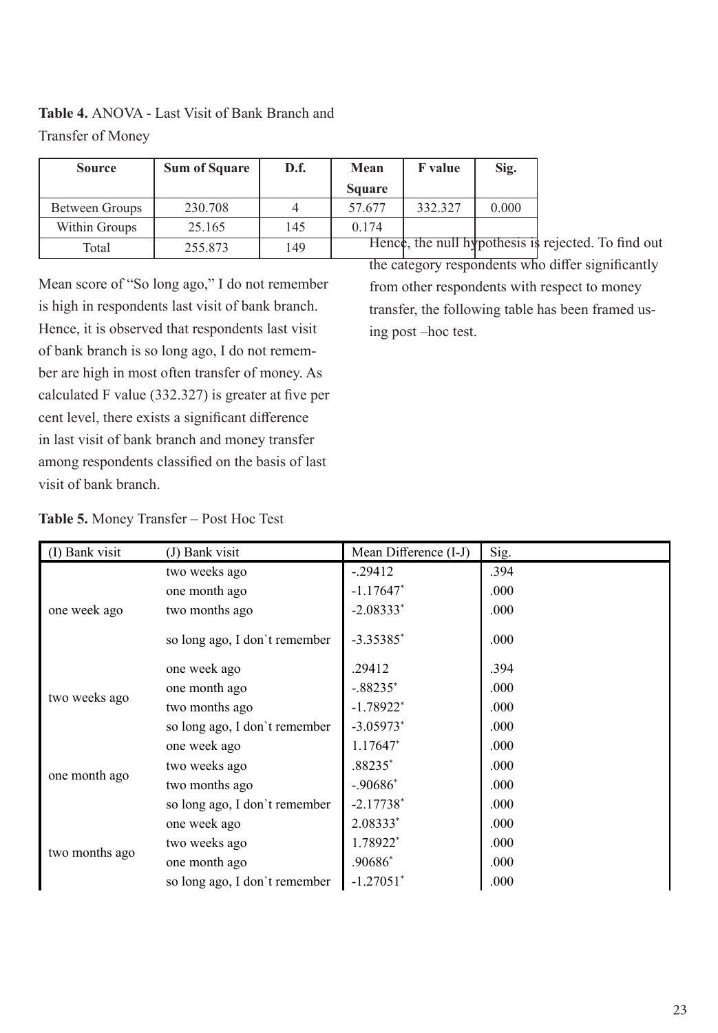**Table 4.** ANOVA - Last Visit of Bank Branch and Transfer of Money

| Source | Sum of Square | D.f. | Mean Square | F value | Sig. |
|---|---|---|---|---|---|
| Between Groups | 230.708 | 4 | 57.677 | 332.327 | 0.000 |
| Within Groups | 25.165 | 145 | 0.174 | | |
| Total | 255.873 | 149 | | | |

Mean score of "So long ago," I do not remember is high in respondents last visit of bank branch. Hence, it is observed that respondents last visit of bank branch is so long ago, I do not remember are high in most often transfer of money. As calculated F value (332.327) is greater at five per cent level, there exists a significant difference in last visit of bank branch and money transfer among respondents classified on the basis of last visit of bank branch.

Hence, the null hypothesis is rejected. To find out the category respondents who differ significantly from other respondents with respect to money transfer, the following table has been framed using post –hoc test.

**Table 5.** Money Transfer – Post Hoc Test

| (I) Bank visit | (J) Bank visit | Mean Difference (I-J) | Sig. |
|---|---|---|---|
| one week ago | two weeks ago | -.29412 | .394 |
| | one month ago | -1.17647* | .000 |
| | two months ago | -2.08333* | .000 |
| | so long ago, I don`t remember | -3.35385* | .000 |
| two weeks ago | one week ago | .29412 | .394 |
| | one month ago | -.88235* | .000 |
| | two months ago | -1.78922* | .000 |
| | so long ago, I don`t remember | -3.05973* | .000 |
| one month ago | one week ago | 1.17647* | .000 |
| | two weeks ago | .88235* | .000 |
| | two months ago | -.90686* | .000 |
| | so long ago, I don`t remember | -2.17738* | .000 |
| two months ago | one week ago | 2.08333* | .000 |
| | two weeks ago | 1.78922* | .000 |
| | one month ago | .90686* | .000 |
| | so long ago, I don`t remember | -1.27051* | .000 |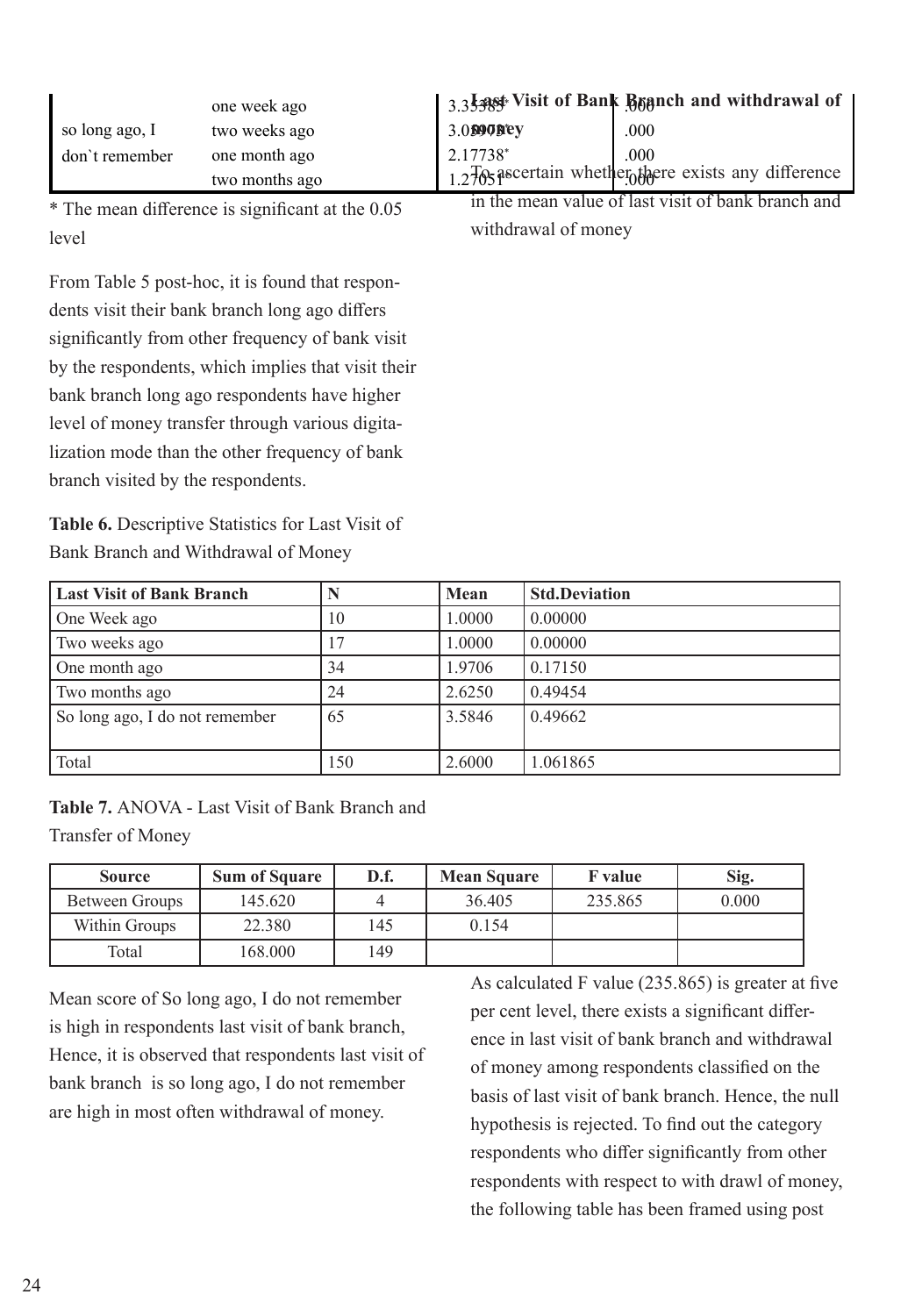| | | | |
|---|---|---|---|
| so long ago, I don`t remember | one week ago | 3.35385* | .000 |
| | two weeks ago | 3.05973* | .000 |
| | one month ago | 2.17738* | .000 |
| | two months ago | 1.27051* | .000 |

\* The mean difference is significant at the 0.05 level

From Table 5 post-hoc, it is found that respondents visit their bank branch long ago differs significantly from other frequency of bank visit by the respondents, which implies that visit their bank branch long ago respondents have higher level of money transfer through various digitalization mode than the other frequency of bank branch visited by the respondents.

**Last Visit of Bank Branch and withdrawal of money**

To ascertain whether there exists any difference in the mean value of last visit of bank branch and withdrawal of money

**Table 6.** Descriptive Statistics for Last Visit of Bank Branch and Withdrawal of Money

| Last Visit of Bank Branch | N | Mean | Std.Deviation |
|---|---|---|---|
| One Week ago | 10 | 1.0000 | 0.00000 |
| Two weeks ago | 17 | 1.0000 | 0.00000 |
| One month ago | 34 | 1.9706 | 0.17150 |
| Two months ago | 24 | 2.6250 | 0.49454 |
| So long ago, I do not remember | 65 | 3.5846 | 0.49662 |
| Total | 150 | 2.6000 | 1.061865 |

**Table 7.** ANOVA - Last Visit of Bank Branch and Transfer of Money

| Source | Sum of Square | D.f. | Mean Square | F value | Sig. |
|---|---|---|---|---|---|
| Between Groups | 145.620 | 4 | 36.405 | 235.865 | 0.000 |
| Within Groups | 22.380 | 145 | 0.154 | | |
| Total | 168.000 | 149 | | | |

Mean score of So long ago, I do not remember is high in respondents last visit of bank branch, Hence, it is observed that respondents last visit of bank branch is so long ago, I do not remember are high in most often withdrawal of money.

As calculated F value (235.865) is greater at five per cent level, there exists a significant difference in last visit of bank branch and withdrawal of money among respondents classified on the basis of last visit of bank branch. Hence, the null hypothesis is rejected. To find out the category respondents who differ significantly from other respondents with respect to with drawl of money, the following table has been framed using post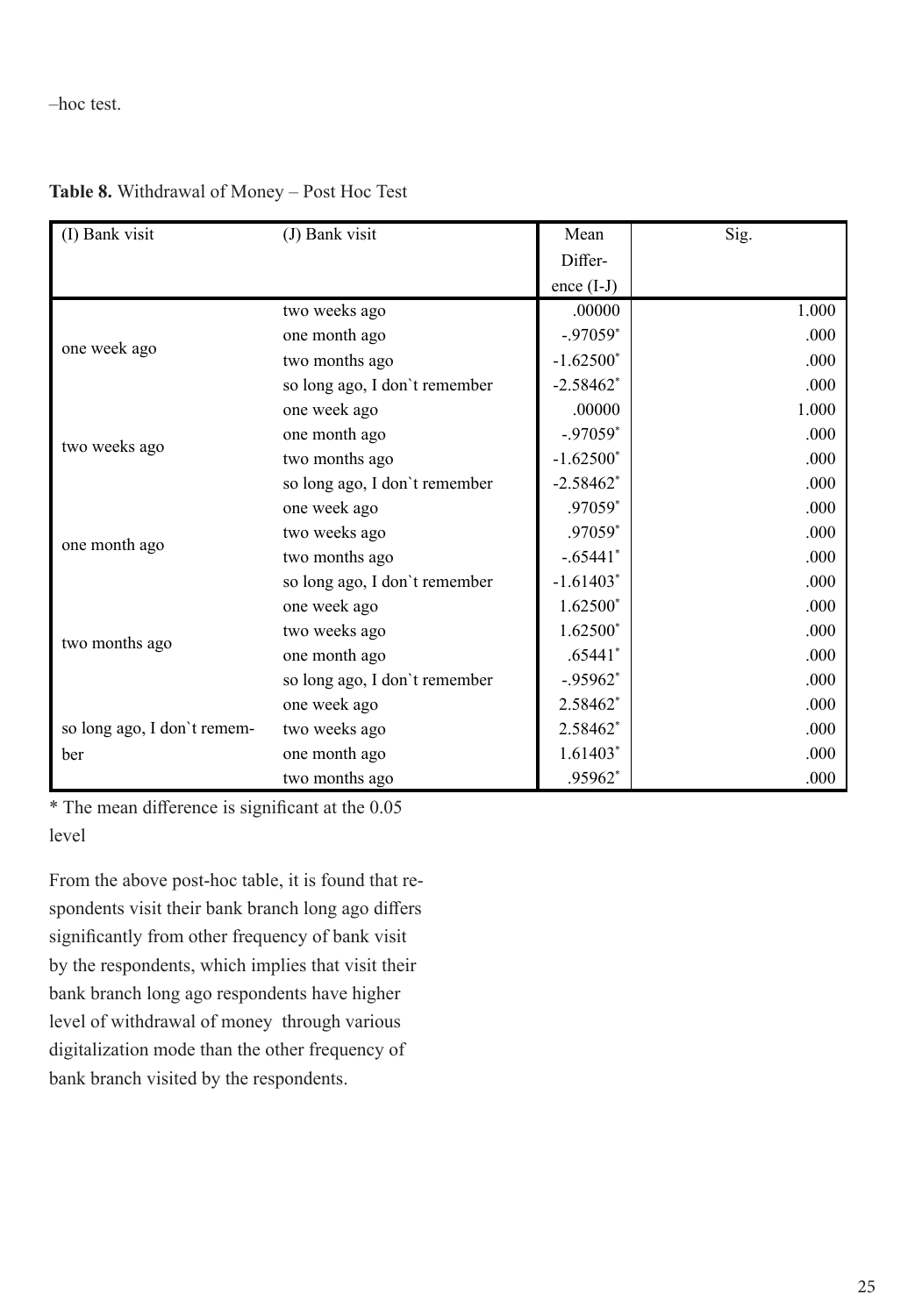–hoc test.

**Table 8.** Withdrawal of Money – Post Hoc Test

| (I) Bank visit | (J) Bank visit | Mean Difference (I-J) | Sig. |
|---|---|---|---|
| one week ago | two weeks ago | .00000 | 1.000 |
| | one month ago | -.97059* | .000 |
| | two months ago | -1.62500* | .000 |
| | so long ago, I don`t remember | -2.58462* | .000 |
| two weeks ago | one week ago | .00000 | 1.000 |
| | one month ago | -.97059* | .000 |
| | two months ago | -1.62500* | .000 |
| | so long ago, I don`t remember | -2.58462* | .000 |
| one month ago | one week ago | .97059* | .000 |
| | two weeks ago | .97059* | .000 |
| | two months ago | -.65441* | .000 |
| | so long ago, I don`t remember | -1.61403* | .000 |
| two months ago | one week ago | 1.62500* | .000 |
| | two weeks ago | 1.62500* | .000 |
| | one month ago | .65441* | .000 |
| | so long ago, I don`t remember | -.95962* | .000 |
| so long ago, I don`t remember | one week ago | 2.58462* | .000 |
| | two weeks ago | 2.58462* | .000 |
| | one month ago | 1.61403* | .000 |
| | two months ago | .95962* | .000 |

* The mean difference is significant at the 0.05 level

From the above post-hoc table, it is found that respondents visit their bank branch long ago differs significantly from other frequency of bank visit by the respondents, which implies that visit their bank branch long ago respondents have higher level of withdrawal of money through various digitalization mode than the other frequency of bank branch visited by the respondents.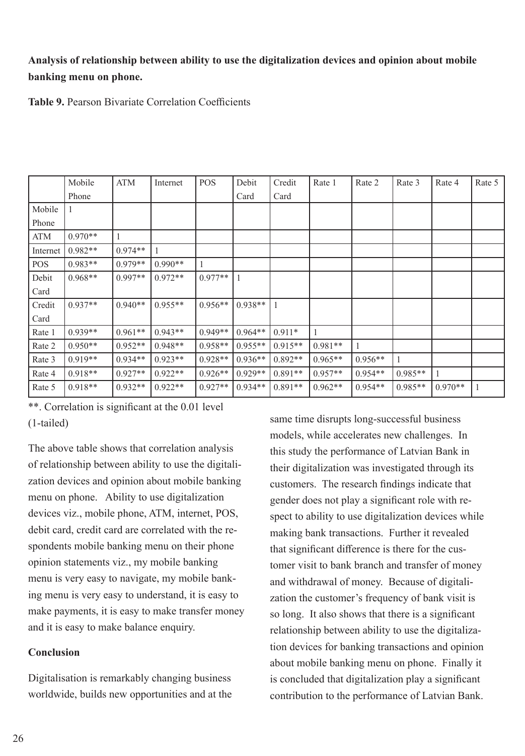**Analysis of relationship between ability to use the digitalization devices and opinion about mobile banking menu on phone.**

**Table 9.** Pearson Bivariate Correlation Coefficients

| | Mobile Phone | ATM | Internet | POS | Debit Card | Credit Card | Rate 1 | Rate 2 | Rate 3 | Rate 4 | Rate 5 |
|---|---|---|---|---|---|---|---|---|---|---|---|
| Mobile Phone | 1 | | | | | | | | | | |
| ATM | 0.970** | 1 | | | | | | | | | |
| Internet | 0.982** | 0.974** | 1 | | | | | | | | |
| POS | 0.983** | 0.979** | 0.990** | 1 | | | | | | | |
| Debit Card | 0.968** | 0.997** | 0.972** | 0.977** | 1 | | | | | | |
| Credit Card | 0.937** | 0.940** | 0.955** | 0.956** | 0.938** | 1 | | | | | |
| Rate 1 | 0.939** | 0.961** | 0.943** | 0.949** | 0.964** | 0.911* | 1 | | | | |
| Rate 2 | 0.950** | 0.952** | 0.948** | 0.958** | 0.955** | 0.915** | 0.981** | 1 | | | |
| Rate 3 | 0.919** | 0.934** | 0.923** | 0.928** | 0.936** | 0.892** | 0.965** | 0.956** | 1 | | |
| Rate 4 | 0.918** | 0.927** | 0.922** | 0.926** | 0.929** | 0.891** | 0.957** | 0.954** | 0.985** | 1 | |
| Rate 5 | 0.918** | 0.932** | 0.922** | 0.927** | 0.934** | 0.891** | 0.962** | 0.954** | 0.985** | 0.970** | 1 |

**. Correlation is significant at the 0.01 level (1-tailed)

The above table shows that correlation analysis of relationship between ability to use the digitalization devices and opinion about mobile banking menu on phone. Ability to use digitalization devices viz., mobile phone, ATM, internet, POS, debit card, credit card are correlated with the respondents mobile banking menu on their phone opinion statements viz., my mobile banking menu is very easy to navigate, my mobile banking menu is very easy to understand, it is easy to make payments, it is easy to make transfer money and it is easy to make balance enquiry.

**Conclusion**

Digitalisation is remarkably changing business worldwide, builds new opportunities and at the same time disrupts long-successful business models, while accelerates new challenges. In this study the performance of Latvian Bank in their digitalization was investigated through its customers. The research findings indicate that gender does not play a significant role with respect to ability to use digitalization devices while making bank transactions. Further it revealed that significant difference is there for the customer visit to bank branch and transfer of money and withdrawal of money. Because of digitalization the customer's frequency of bank visit is so long. It also shows that there is a significant relationship between ability to use the digitalization devices for banking transactions and opinion about mobile banking menu on phone. Finally it is concluded that digitalization play a significant contribution to the performance of Latvian Bank.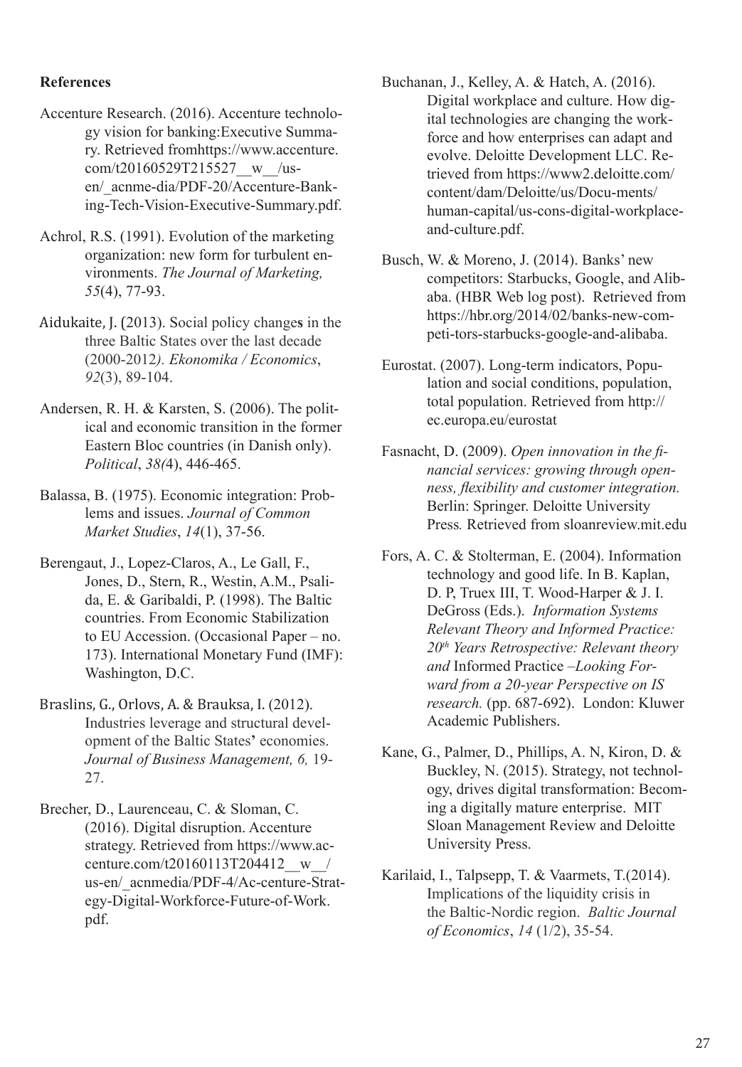**References**

Accenture Research. (2016). Accenture technology vision for banking:Executive Summary. Retrieved fromhttps://www.accenture.com/t20160529T215527__w__/us-en/_acnme-dia/PDF-20/Accenture-Banking-Tech-Vision-Executive-Summary.pdf.

Achrol, R.S. (1991). Evolution of the marketing organization: new form for turbulent environments. *The Journal of Marketing, 55*(4), 77-93.

Aidukaite, J. (2013). Social policy change**s** in the three Baltic States over the last decade (2000-2012*). Ekonomika / Economics*, *92*(3), 89-104.

Andersen, R. H. & Karsten, S. (2006). The political and economic transition in the former Eastern Bloc countries (in Danish only). *Political*, *38(*4), 446-465.

Balassa, B. (1975). Economic integration: Problems and issues. *Journal of Common Market Studies*, *14*(1), 37-56.

Berengaut, J., Lopez-Claros, A., Le Gall, F., Jones, D., Stern, R., Westin, A.M., Psalida, E. & Garibaldi, P. (1998). The Baltic countries. From Economic Stabilization to EU Accession. (Occasional Paper – no. 173). International Monetary Fund (IMF): Washington, D.C.

Braslins, G., Orlovs, A. & Brauksa, I. (2012). Industries leverage and structural development of the Baltic States**'** economies. *Journal of Business Management, 6,* 19-27.

Brecher, D., Laurenceau, C. & Sloman, C. (2016). Digital disruption. Accenture strategy. Retrieved from https://www.accenture.com/t20160113T204412__w__/us-en/_acnmedia/PDF-4/Ac-centure-Strategy-Digital-Workforce-Future-of-Work.pdf.

Buchanan, J., Kelley, A. & Hatch, A. (2016). Digital workplace and culture. How digital technologies are changing the workforce and how enterprises can adapt and evolve. Deloitte Development LLC. Retrieved from https://www2.deloitte.com/content/dam/Deloitte/us/Docu-ments/human-capital/us-cons-digital-workplace-and-culture.pdf.

Busch, W. & Moreno, J. (2014). Banks' new competitors: Starbucks, Google, and Alibaba. (HBR Web log post). Retrieved from https://hbr.org/2014/02/banks-new-competi-tors-starbucks-google-and-alibaba.

Eurostat. (2007). Long-term indicators, Population and social conditions, population, total population. Retrieved from http://ec.europa.eu/eurostat

Fasnacht, D. (2009). *Open innovation in the financial services: growing through openness, flexibility and customer integration.* Berlin: Springer. Deloitte University Press*.* Retrieved from sloanreview.mit.edu

Fors, A. C. & Stolterman, E. (2004). Information technology and good life. In B. Kaplan, D. P, Truex III, T. Wood-Harper & J. I. DeGross (Eds.). *Information Systems Relevant Theory and Informed Practice: 20th Years Retrospective: Relevant theory and* Informed Practice *–Looking Forward from a 20-year Perspective on IS research.* (pp. 687-692). London: Kluwer Academic Publishers.

Kane, G., Palmer, D., Phillips, A. N, Kiron, D. & Buckley, N. (2015). Strategy, not technology, drives digital transformation: Becoming a digitally mature enterprise. MIT Sloan Management Review and Deloitte University Press.

Karilaid, I., Talpsepp, T. & Vaarmets, T.(2014). Implications of the liquidity crisis in the Baltic-Nordic region. *Baltic Journal of Economics*, *14* (1/2), 35-54.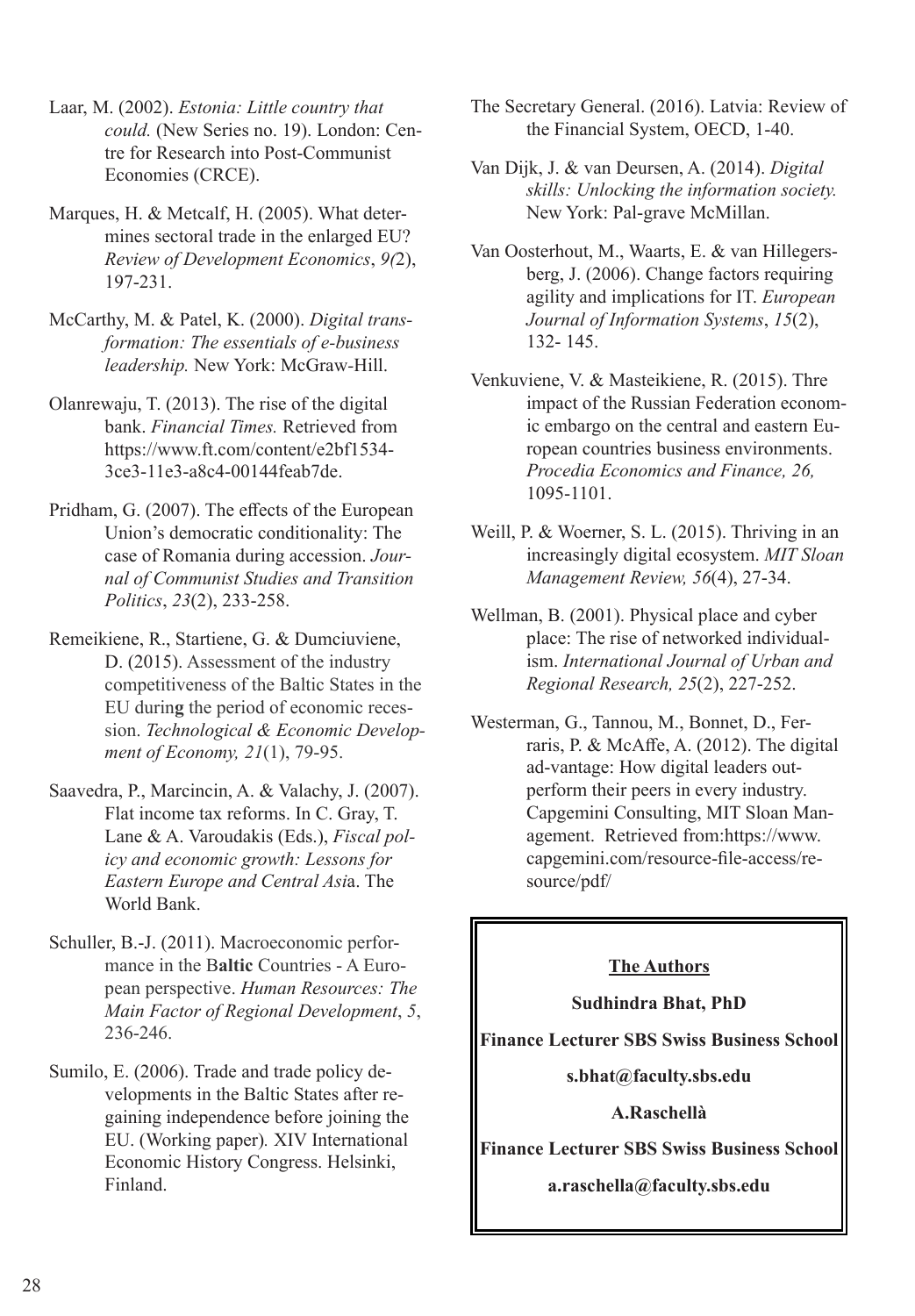Laar, M. (2002). *Estonia: Little country that could.* (New Series no. 19). London: Centre for Research into Post-Communist Economies (CRCE).

Marques, H. & Metcalf, H. (2005). What determines sectoral trade in the enlarged EU? *Review of Development Economics*, *9(*2), 197-231.

McCarthy, M. & Patel, K. (2000). *Digital transformation: The essentials of e-business leadership.* New York: McGraw-Hill.

Olanrewaju, T. (2013). The rise of the digital bank. *Financial Times.* Retrieved from https://www.ft.com/content/e2bf1534-3ce3-11e3-a8c4-00144feab7de.

Pridham, G. (2007). The effects of the European Union's democratic conditionality: The case of Romania during accession. *Journal of Communist Studies and Transition Politics*, *23*(2), 233-258.

Remeikiene, R., Startiene, G. & Dumciuviene, D. (2015). Assessment of the industry competitiveness of the Baltic States in the EU durin**g** the period of economic recession. *Technological & Economic Development of Economy, 21*(1), 79-95.

Saavedra, P., Marcincin, A. & Valachy, J. (2007). Flat income tax reforms. In C. Gray, T. Lane & A. Varoudakis (Eds.), *Fiscal policy and economic growth: Lessons for Eastern Europe and Central Asi*a. The World Bank.

Schuller, B.-J. (2011). Macroeconomic performance in the B**altic** Countries - A European perspective. *Human Resources: The Main Factor of Regional Development*, *5*, 236-246.

Sumilo, E. (2006). Trade and trade policy developments in the Baltic States after regaining independence before joining the EU. (Working paper)*.* XIV International Economic History Congress. Helsinki, Finland.

The Secretary General. (2016). Latvia: Review of the Financial System, OECD, 1-40.

Van Dijk, J. & van Deursen, A. (2014). *Digital skills: Unlocking the information society.* New York: Pal-grave McMillan.

Van Oosterhout, M., Waarts, E. & van Hillegersberg, J. (2006). Change factors requiring agility and implications for IT. *European Journal of Information Systems*, *15*(2), 132- 145.

Venkuviene, V. & Masteikiene, R. (2015). Thre impact of the Russian Federation economic embargo on the central and eastern European countries business environments. *Procedia Economics and Finance, 26,* 1095-1101.

Weill, P. & Woerner, S. L. (2015). Thriving in an increasingly digital ecosystem. *MIT Sloan Management Review, 56*(4), 27-34.

Wellman, B. (2001). Physical place and cyber place: The rise of networked individualism. *International Journal of Urban and Regional Research, 25*(2), 227-252.

Westerman, G., Tannou, M., Bonnet, D., Ferraris, P. & McAffe, A. (2012). The digital ad-vantage: How digital leaders outperform their peers in every industry. Capgemini Consulting, MIT Sloan Management. Retrieved from:https://www.capgemini.com/resource-file-access/resource/pdf/

**The Authors**

**Sudhindra Bhat, PhD**

**Finance Lecturer SBS Swiss Business School**

**s.bhat@faculty.sbs.edu**

**A.Raschellà**

**Finance Lecturer SBS Swiss Business School**

**a.raschella@faculty.sbs.edu**